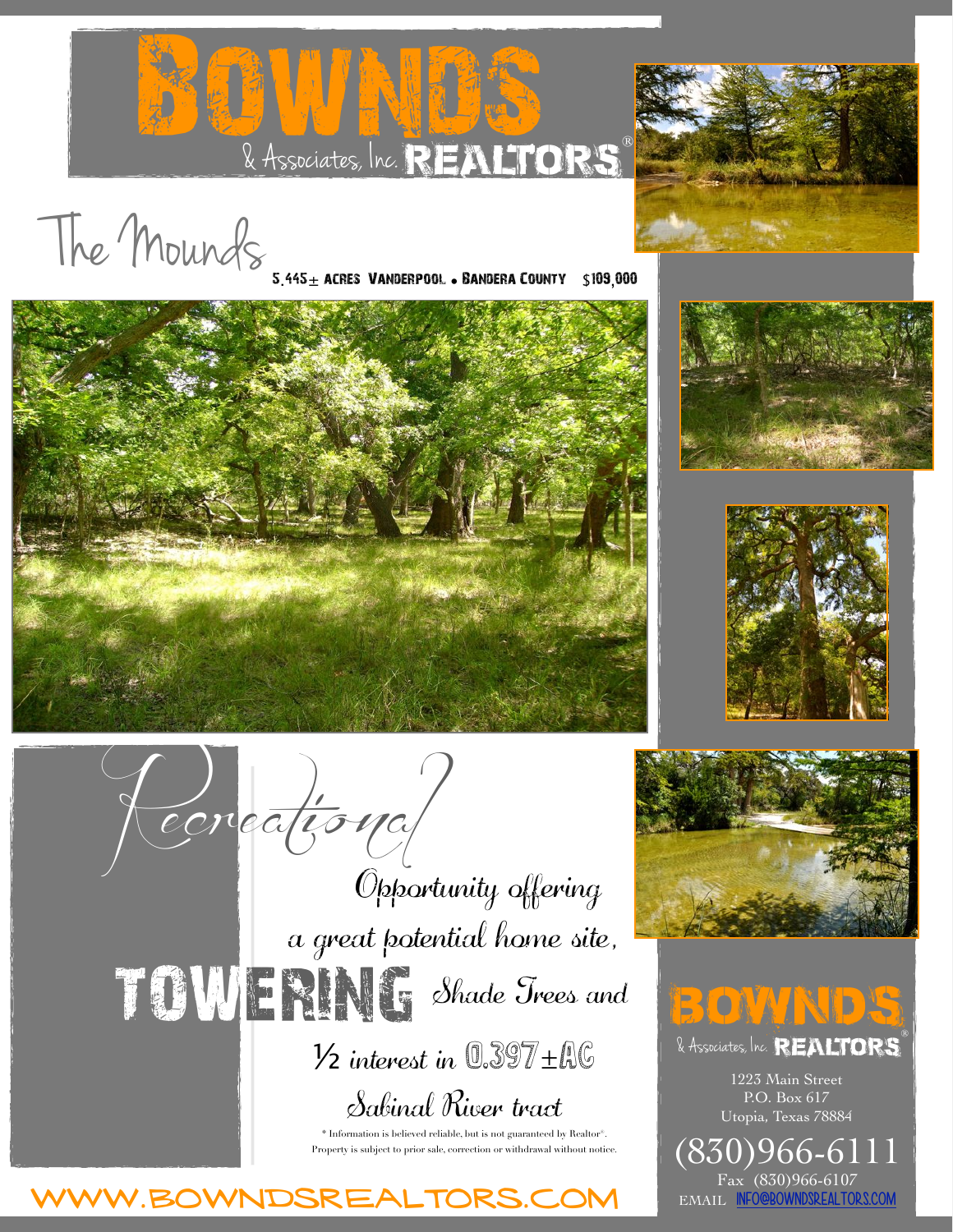# BOWNDS & Associates, Inc. REALTORS®

## The Mounds

**5.445± ACRES VANDERPOOL • BANDERA COUNTY $109,000**

## Recreational

Opportunity offering a great potential home site, TOWERING Shade Trees and ½ interest in 0.397±AC Sabinal River tract

* Information is believed reliable, but is not guaranteed by Realtor®. Property is subject to prior sale, correction or withdrawal without notice.

WWW.BOWNDSREALTORS.COM

**BOWNDS & Associates, Inc. REALTORS®**

1223 Main Street
P.O. Box 617
Utopia, Texas 78884

(830)966-6111
Fax (830)966-6107
EMAIL INFO@BOWNDSREALTORS.COM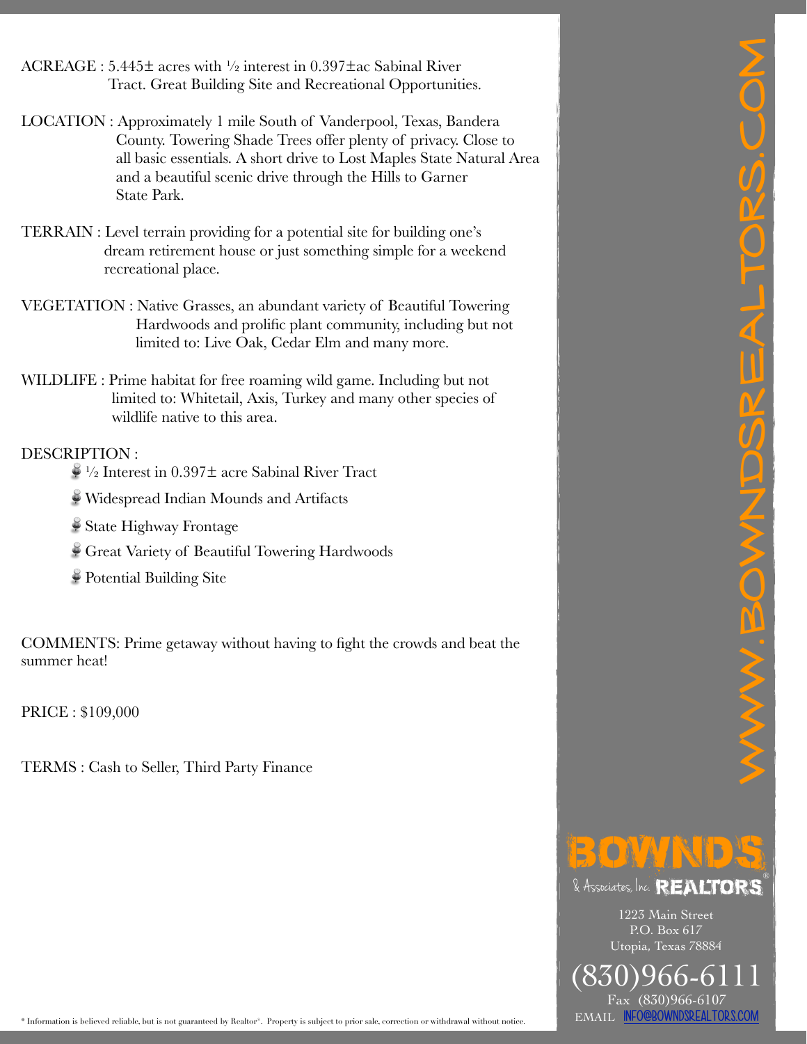ACREAGE : 5.445± acres with ½ interest in 0.397±ac Sabinal River Tract. Great Building Site and Recreational Opportunities.

LOCATION : Approximately 1 mile South of Vanderpool, Texas, Bandera County. Towering Shade Trees offer plenty of privacy. Close to all basic essentials. A short drive to Lost Maples State Natural Area and a beautiful scenic drive through the Hills to Garner State Park.

TERRAIN : Level terrain providing for a potential site for building one's dream retirement house or just something simple for a weekend recreational place.

VEGETATION : Native Grasses, an abundant variety of Beautiful Towering Hardwoods and prolific plant community, including but not limited to: Live Oak, Cedar Elm and many more.

WILDLIFE : Prime habitat for free roaming wild game. Including but not limited to: Whitetail, Axis, Turkey and many other species of wildlife native to this area.

DESCRIPTION :

- ½ Interest in 0.397± acre Sabinal River Tract
- Widespread Indian Mounds and Artifacts
- State Highway Frontage
- Great Variety of Beautiful Towering Hardwoods
- Potential Building Site

COMMENTS: Prime getaway without having to fight the crowds and beat the summer heat!

PRICE : $109,000

TERMS : Cash to Seller, Third Party Finance

WWW.BOWNDSREALTORS.COM

BOWNDS & Associates, Inc. REALTORS®

1223 Main Street
P.O. Box 617
Utopia, Texas 78884

(830)966-6111

Fax (830)966-6107

EMAIL INFO@BOWNDSREALTORS.COM

® Information is believed reliable, but is not guaranteed by Realtor®. Property is subject to prior sale, correction or withdrawal without notice.